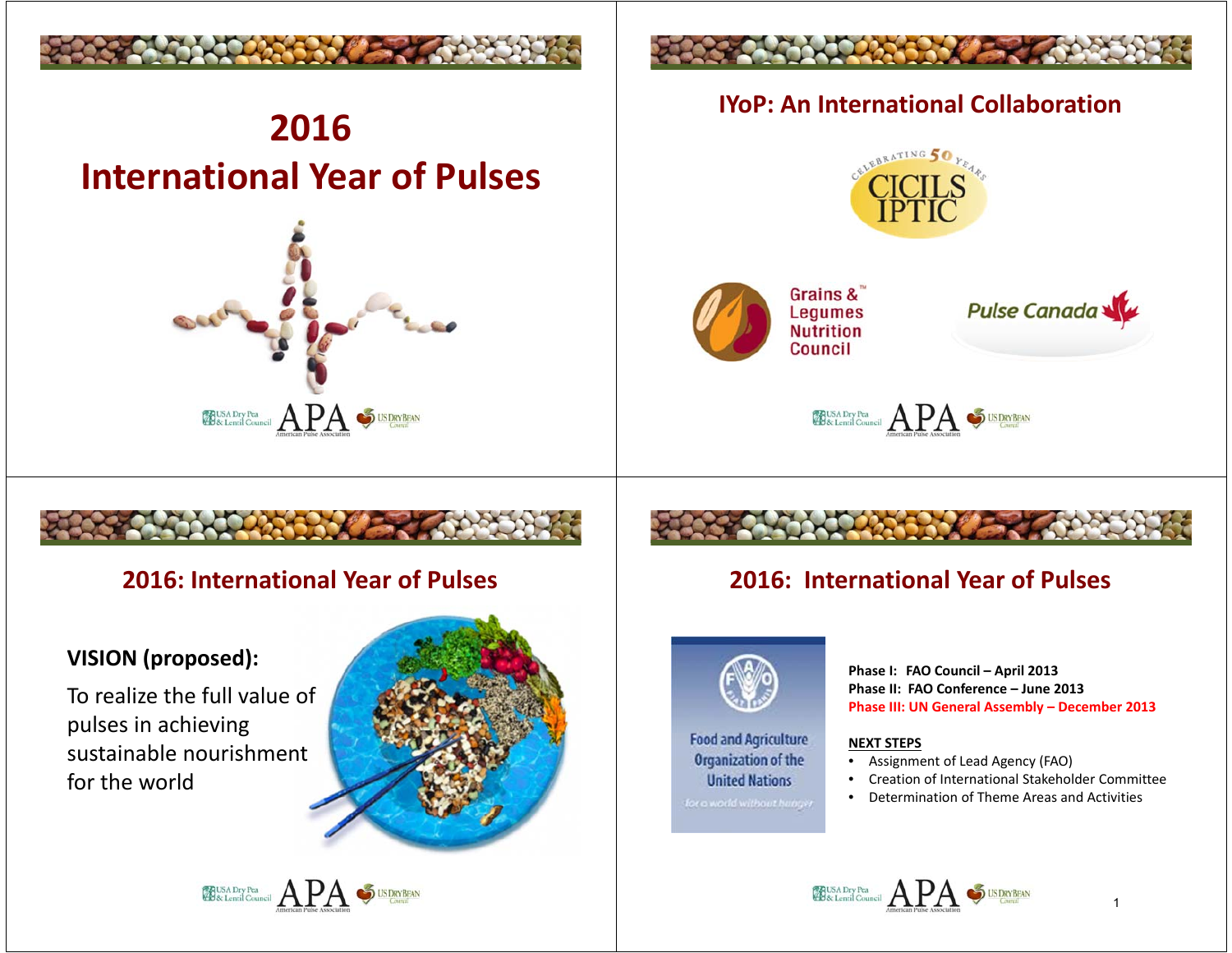# 2016 International Year of Pulses

## IYoP: An International Collaboration

CICILS IPTIC — Celebrating 50 Years

Grains & Legumes Nutrition Council

Pulse Canada

## 2016: International Year of Pulses

**VISION (proposed):**

To realize the full value of pulses in achieving sustainable nourishment for the world

## 2016: International Year of Pulses

Food and Agriculture Organization of the United Nations

**Phase I: FAO Council – April 2013**
**Phase II: FAO Conference – June 2013**
**Phase III: UN General Assembly – December 2013**

**NEXT STEPS**

- Assignment of Lead Agency (FAO)
- Creation of International Stakeholder Committee
- Determination of Theme Areas and Activities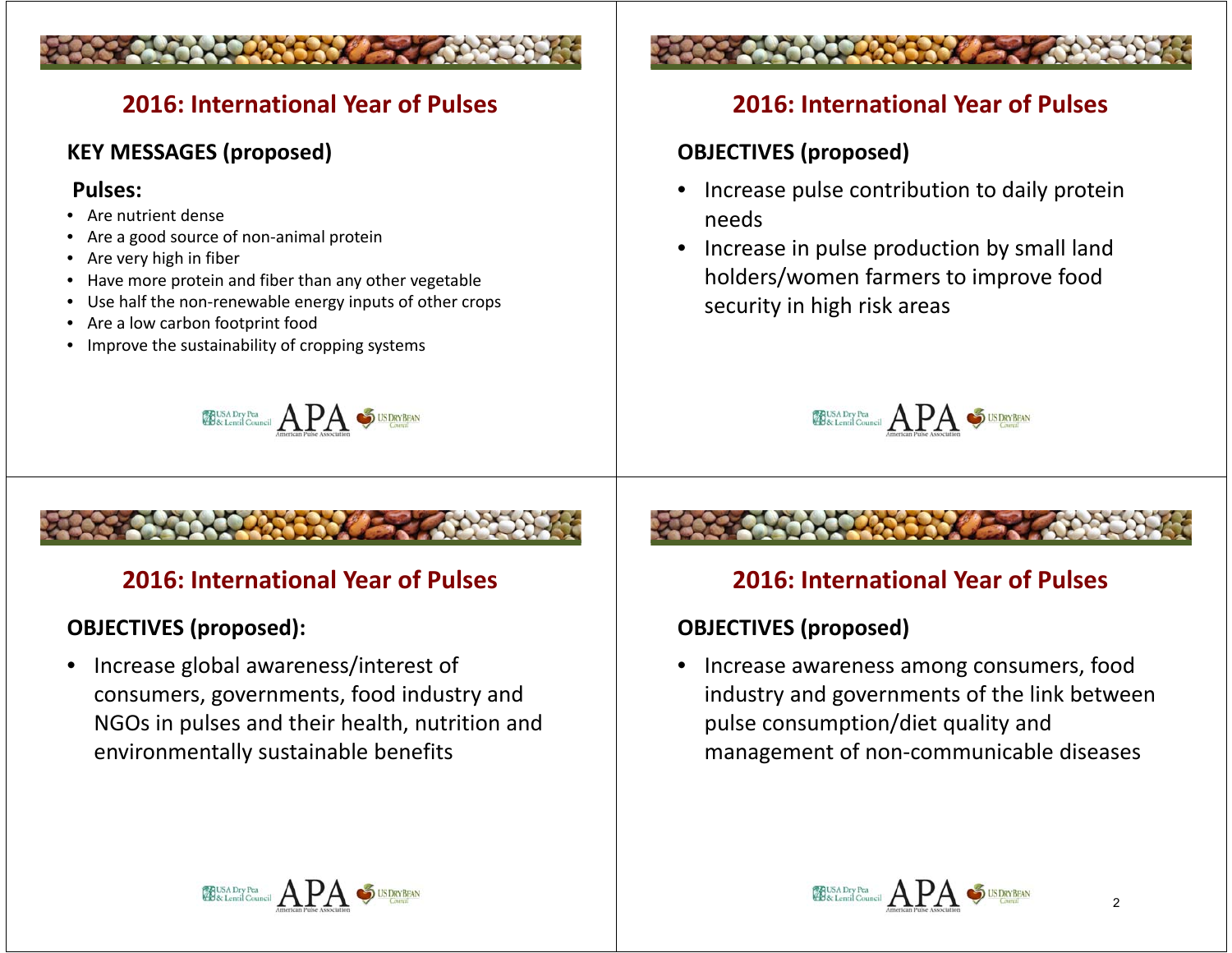## 2016: International Year of Pulses

### KEY MESSAGES (proposed)

**Pulses:**

- Are nutrient dense
- Are a good source of non-animal protein
- Are very high in fiber
- Have more protein and fiber than any other vegetable
- Use half the non-renewable energy inputs of other crops
- Are a low carbon footprint food
- Improve the sustainability of cropping systems

USA Dry Pea & Lentil Council APA American Pulse Association US Dry Bean Council

## 2016: International Year of Pulses

### OBJECTIVES (proposed)

- Increase pulse contribution to daily protein needs
- Increase in pulse production by small land holders/women farmers to improve food security in high risk areas

USA Dry Pea & Lentil Council APA American Pulse Association US Dry Bean Council

## 2016: International Year of Pulses

### OBJECTIVES (proposed):

- Increase global awareness/interest of consumers, governments, food industry and NGOs in pulses and their health, nutrition and environmentally sustainable benefits

USA Dry Pea & Lentil Council APA American Pulse Association US Dry Bean Council

## 2016: International Year of Pulses

### OBJECTIVES (proposed)

- Increase awareness among consumers, food industry and governments of the link between pulse consumption/diet quality and management of non-communicable diseases

USA Dry Pea & Lentil Council APA American Pulse Association US Dry Bean Council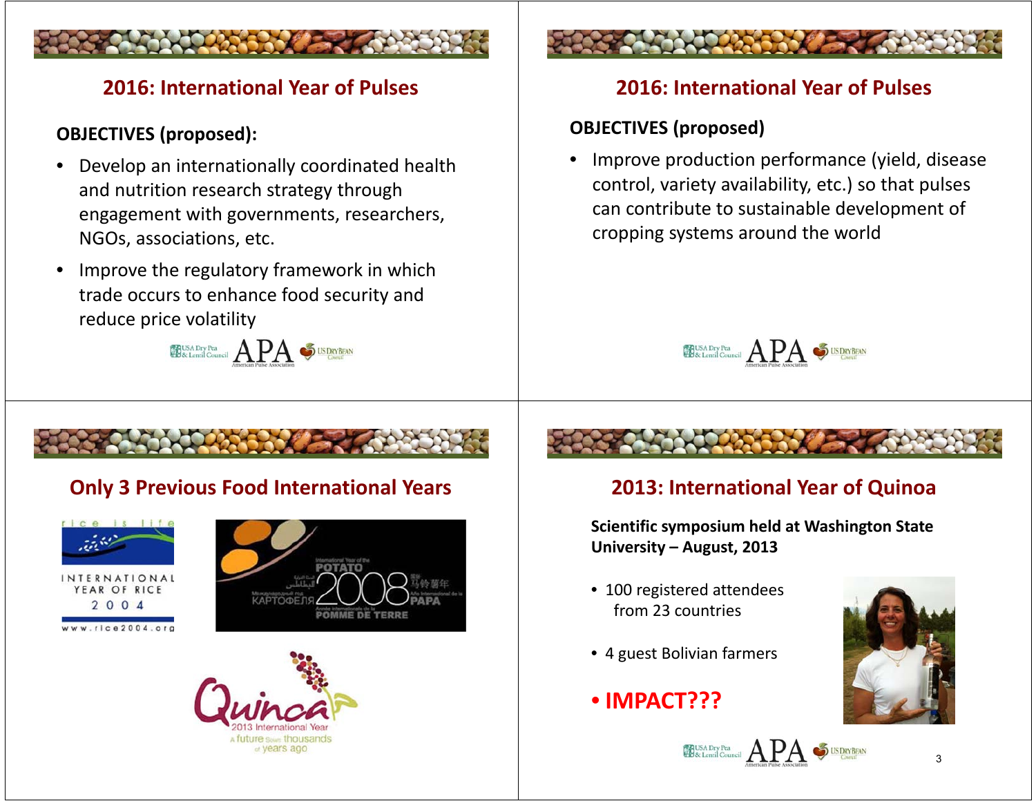## 2016: International Year of Pulses

**OBJECTIVES (proposed):**

- Develop an internationally coordinated health and nutrition research strategy through engagement with governments, researchers, NGOs, associations, etc.
- Improve the regulatory framework in which trade occurs to enhance food security and reduce price volatility

## 2016: International Year of Pulses

**OBJECTIVES (proposed)**

- Improve production performance (yield, disease control, variety availability, etc.) so that pulses can contribute to sustainable development of cropping systems around the world

## Only 3 Previous Food International Years

## 2013: International Year of Quinoa

**Scientific symposium held at Washington State University – August, 2013**

- 100 registered attendees from 23 countries
- 4 guest Bolivian farmers
- **IMPACT???**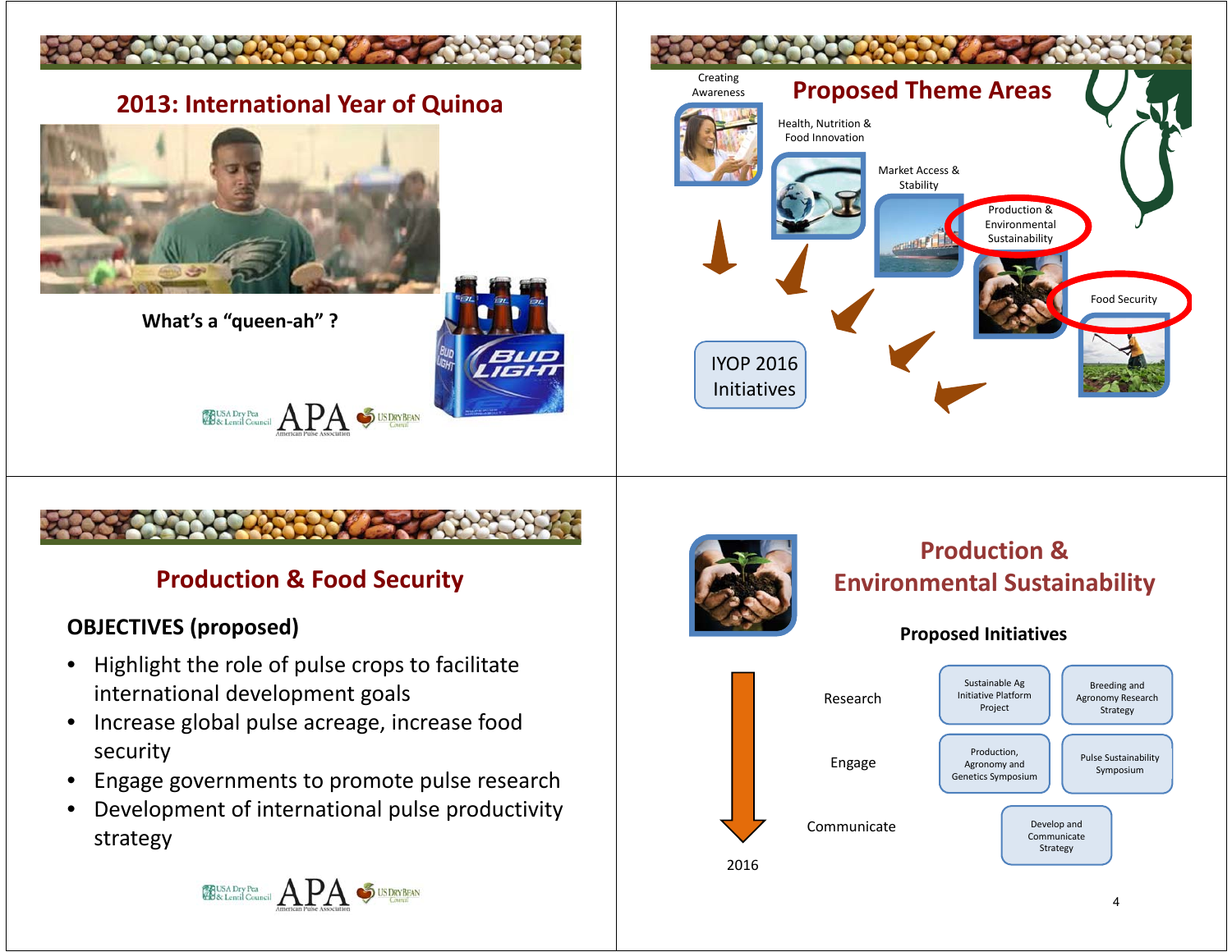## 2013: International Year of Quinoa

What's a "queen-ah" ?

USA Dry Pea & Lentil Council | APA American Pulse Association | US Dry Bean Council

## Proposed Theme Areas

- Creating Awareness
- Health, Nutrition & Food Innovation
- Market Access & Stability
- Production & Environmental Sustainability
- Food Security

IYOP 2016 Initiatives

## Production & Food Security

**OBJECTIVES (proposed)**

- Highlight the role of pulse crops to facilitate international development goals
- Increase global pulse acreage, increase food security
- Engage governments to promote pulse research
- Development of international pulse productivity strategy

USA Dry Pea & Lentil Council | APA American Pulse Association | US Dry Bean Council

## Production & Environmental Sustainability

**Proposed Initiatives**

| | | |
|---|---|---|
| Research | Sustainable Ag Initiative Platform Project | Breeding and Agronomy Research Strategy |
| Engage | Production, Agronomy and Genetics Symposium | Pulse Sustainability Symposium |
| Communicate | Develop and Communicate Strategy | |

2016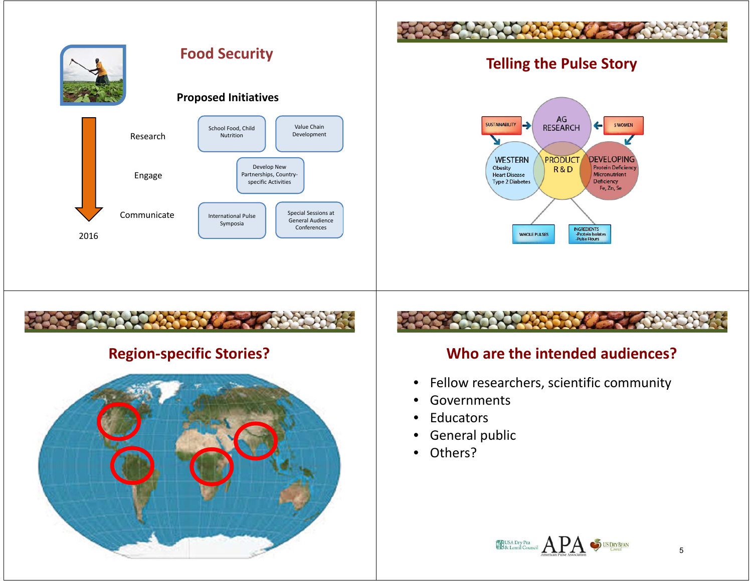## Food Security

### Proposed Initiatives

Research
- School Food, Child Nutrition
- Value Chain Development

Engage
- Develop New Partnerships, Country-specific Activities

Communicate
- International Pulse Symposia
- Special Sessions at General Audience Conferences

2016

## Telling the Pulse Story

SUSTAINABILITY → AG RESEARCH ← $ WOMEN

WESTERN
Obesity
Heart Disease
Type 2 Diabetes

PRODUCT R & D

DEVELOPING
Protein Deficiency
Micronutrient Deficiency
Fe, Zn, Se

WHOLE PULSES

INGREDIENTS
-Protein Isolates
-Pulse Flours

## Region-specific Stories?

## Who are the intended audiences?

- Fellow researchers, scientific community
- Governments
- Educators
- General public
- Others?

USA Dry Pea & Lentil Council APA American Pulse Association US DRY BEAN Council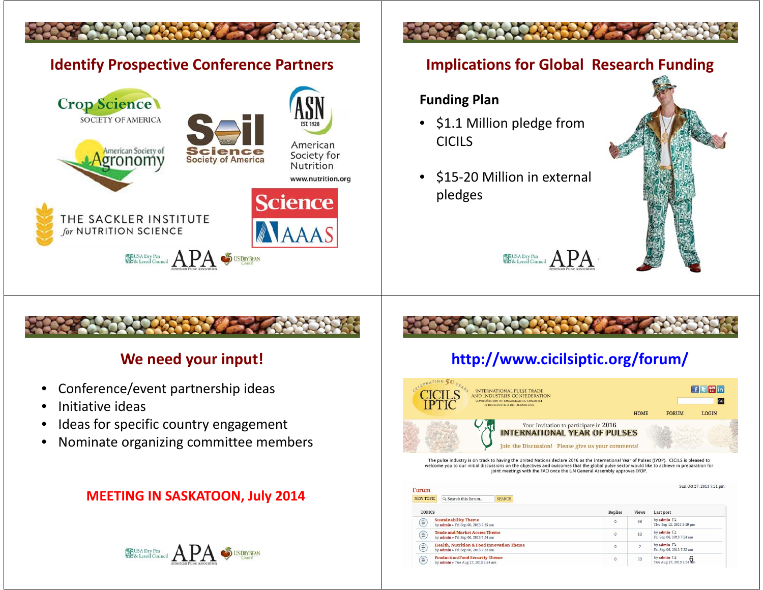## Identify Prospective Conference Partners

Crop Science Society of America

American Society of Agronomy

Soil Science Society of America

ASN EST. 1928 American Society for Nutrition www.nutrition.org

The Sackler Institute for Nutrition Science

Science AAAS

USA Dry Pea & Lentil Council | APA American Pulse Association | US Dry Bean Council

## Implications for Global Research Funding

### Funding Plan

- $1.1 Million pledge from CICILS
- $15-20 Million in external pledges

USA Dry Pea & Lentil Council | APA American Pulse Association

## We need your input!

- Conference/event partnership ideas
- Initiative ideas
- Ideas for specific country engagement
- Nominate organizing committee members

**MEETING IN SASKATOON, July 2014**

USA Dry Pea & Lentil Council | APA American Pulse Association | US Dry Bean Council

## http://www.cicilsiptic.org/forum/

Celebrating 50 Years CICILS IPTIC International Pulse Trade and Industries Confederation

HOME FORUM LOGIN

Your Invitation to participate in 2016 INTERNATIONAL YEAR OF PULSES

Join the Discussion! Please give us your comments!

The pulse industry is on track to having the United Nations declare 2016 as the International Year of Pulses (IYOP). CICILS is pleased to welcome you to our initial discussions on the objectives and outcomes that the global pulse sector would like to achieve in preparation for joint meetings with the FAO once the UN General Assembly approves IYOP.

Forum

Sun Oct 27, 2013 7:31 pm

NEW TOPIC | Search this forum... | SEARCH

| Topics | Replies | Views | Last post |
|---|---|---|---|
| Sustainability Theme by admin » Fri Sep 06, 2013 7:25 am | 0 | 96 | by admin Thu Sep 12, 2013 3:19 pm |
| Trade and Market Access Theme by admin » Fri Sep 06, 2013 7:24 am | 0 | 13 | by admin Fri Sep 06, 2013 7:24 am |
| Health, Nutrition & Food Innovation Theme by admin » Fri Sep 06, 2013 7:22 am | 0 | 7 | by admin Fri Sep 06, 2013 7:22 am |
| Production/Food Security Theme by admin » Tue Aug 27, 2013 2:54 am | 0 | 53 | by admin Tue Aug 27, 2013 2:54 am |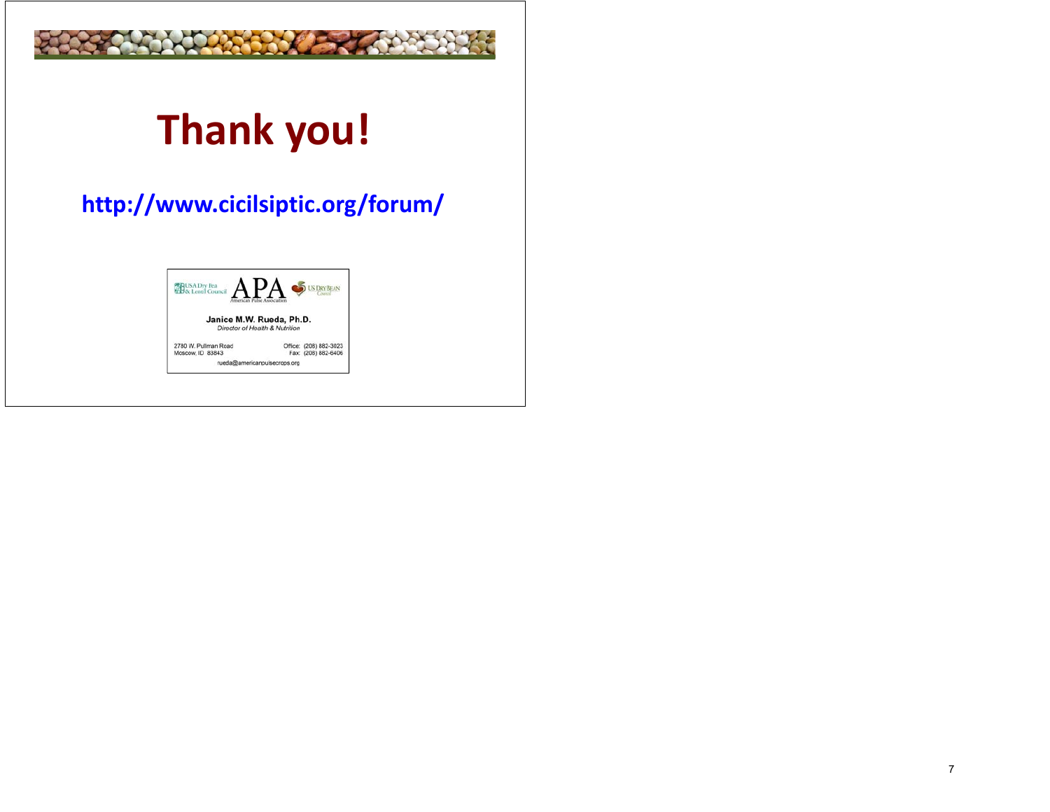# Thank you!

**http://www.cicilsiptic.org/forum/**

USA Dry Pea & Lentil Council

APA

American Pulse Association

US Dry Bean Council

**Janice M.W. Rueda, Ph.D.**

*Director of Health & Nutrition*

2780 W. Pullman Road
Moscow, ID 83843

Office: (208) 882-3023
Fax: (208) 882-6406

rueda@americanpulsecrops.org